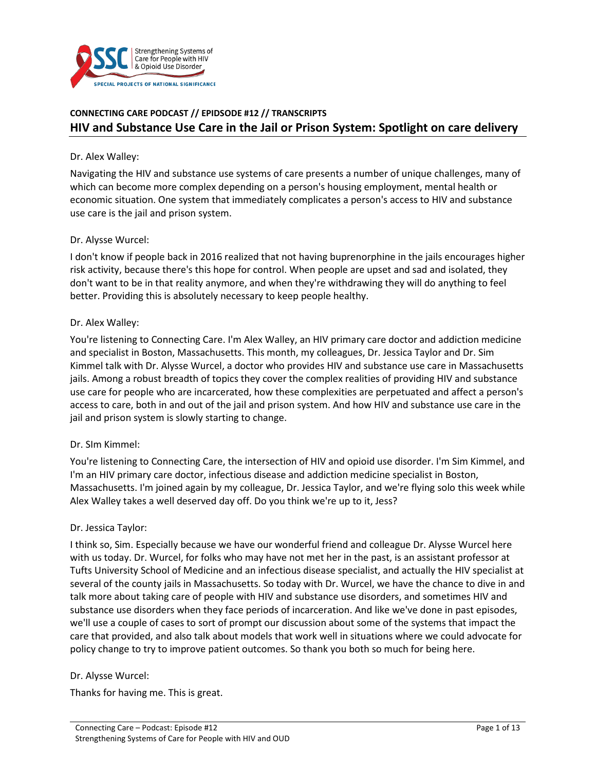**CONNECTING CARE PODCAST // EPIDSODE #12 // TRANSCRIPTS**

## HIV and Substance Use Care in the Jail or Prison System: Spotlight on care delivery

Dr. Alex Walley:

Navigating the HIV and substance use systems of care presents a number of unique challenges, many of which can become more complex depending on a person's housing employment, mental health or economic situation. One system that immediately complicates a person's access to HIV and substance use care is the jail and prison system.

Dr. Alysse Wurcel:

I don't know if people back in 2016 realized that not having buprenorphine in the jails encourages higher risk activity, because there's this hope for control. When people are upset and sad and isolated, they don't want to be in that reality anymore, and when they're withdrawing they will do anything to feel better. Providing this is absolutely necessary to keep people healthy.

Dr. Alex Walley:

You're listening to Connecting Care. I'm Alex Walley, an HIV primary care doctor and addiction medicine and specialist in Boston, Massachusetts. This month, my colleagues, Dr. Jessica Taylor and Dr. Sim Kimmel talk with Dr. Alysse Wurcel, a doctor who provides HIV and substance use care in Massachusetts jails. Among a robust breadth of topics they cover the complex realities of providing HIV and substance use care for people who are incarcerated, how these complexities are perpetuated and affect a person's access to care, both in and out of the jail and prison system. And how HIV and substance use care in the jail and prison system is slowly starting to change.

Dr. SIm Kimmel:

You're listening to Connecting Care, the intersection of HIV and opioid use disorder. I'm Sim Kimmel, and I'm an HIV primary care doctor, infectious disease and addiction medicine specialist in Boston, Massachusetts. I'm joined again by my colleague, Dr. Jessica Taylor, and we're flying solo this week while Alex Walley takes a well deserved day off. Do you think we're up to it, Jess?

Dr. Jessica Taylor:

I think so, Sim. Especially because we have our wonderful friend and colleague Dr. Alysse Wurcel here with us today. Dr. Wurcel, for folks who may have not met her in the past, is an assistant professor at Tufts University School of Medicine and an infectious disease specialist, and actually the HIV specialist at several of the county jails in Massachusetts. So today with Dr. Wurcel, we have the chance to dive in and talk more about taking care of people with HIV and substance use disorders, and sometimes HIV and substance use disorders when they face periods of incarceration. And like we've done in past episodes, we'll use a couple of cases to sort of prompt our discussion about some of the systems that impact the care that provided, and also talk about models that work well in situations where we could advocate for policy change to try to improve patient outcomes. So thank you both so much for being here.

Dr. Alysse Wurcel:

Thanks for having me. This is great.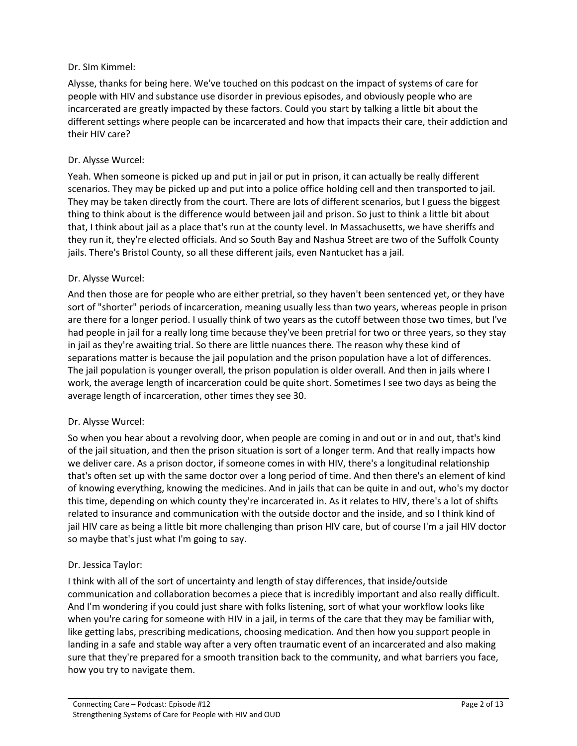Dr. SIm Kimmel:

Alysse, thanks for being here. We've touched on this podcast on the impact of systems of care for people with HIV and substance use disorder in previous episodes, and obviously people who are incarcerated are greatly impacted by these factors. Could you start by talking a little bit about the different settings where people can be incarcerated and how that impacts their care, their addiction and their HIV care?

Dr. Alysse Wurcel:

Yeah. When someone is picked up and put in jail or put in prison, it can actually be really different scenarios. They may be picked up and put into a police office holding cell and then transported to jail. They may be taken directly from the court. There are lots of different scenarios, but I guess the biggest thing to think about is the difference would between jail and prison. So just to think a little bit about that, I think about jail as a place that's run at the county level. In Massachusetts, we have sheriffs and they run it, they're elected officials. And so South Bay and Nashua Street are two of the Suffolk County jails. There's Bristol County, so all these different jails, even Nantucket has a jail.

Dr. Alysse Wurcel:

And then those are for people who are either pretrial, so they haven't been sentenced yet, or they have sort of "shorter" periods of incarceration, meaning usually less than two years, whereas people in prison are there for a longer period. I usually think of two years as the cutoff between those two times, but I've had people in jail for a really long time because they've been pretrial for two or three years, so they stay in jail as they're awaiting trial. So there are little nuances there. The reason why these kind of separations matter is because the jail population and the prison population have a lot of differences. The jail population is younger overall, the prison population is older overall. And then in jails where I work, the average length of incarceration could be quite short. Sometimes I see two days as being the average length of incarceration, other times they see 30.

Dr. Alysse Wurcel:

So when you hear about a revolving door, when people are coming in and out or in and out, that's kind of the jail situation, and then the prison situation is sort of a longer term. And that really impacts how we deliver care. As a prison doctor, if someone comes in with HIV, there's a longitudinal relationship that's often set up with the same doctor over a long period of time. And then there's an element of kind of knowing everything, knowing the medicines. And in jails that can be quite in and out, who's my doctor this time, depending on which county they're incarcerated in. As it relates to HIV, there's a lot of shifts related to insurance and communication with the outside doctor and the inside, and so I think kind of jail HIV care as being a little bit more challenging than prison HIV care, but of course I'm a jail HIV doctor so maybe that's just what I'm going to say.

Dr. Jessica Taylor:

I think with all of the sort of uncertainty and length of stay differences, that inside/outside communication and collaboration becomes a piece that is incredibly important and also really difficult. And I'm wondering if you could just share with folks listening, sort of what your workflow looks like when you're caring for someone with HIV in a jail, in terms of the care that they may be familiar with, like getting labs, prescribing medications, choosing medication. And then how you support people in landing in a safe and stable way after a very often traumatic event of an incarcerated and also making sure that they're prepared for a smooth transition back to the community, and what barriers you face, how you try to navigate them.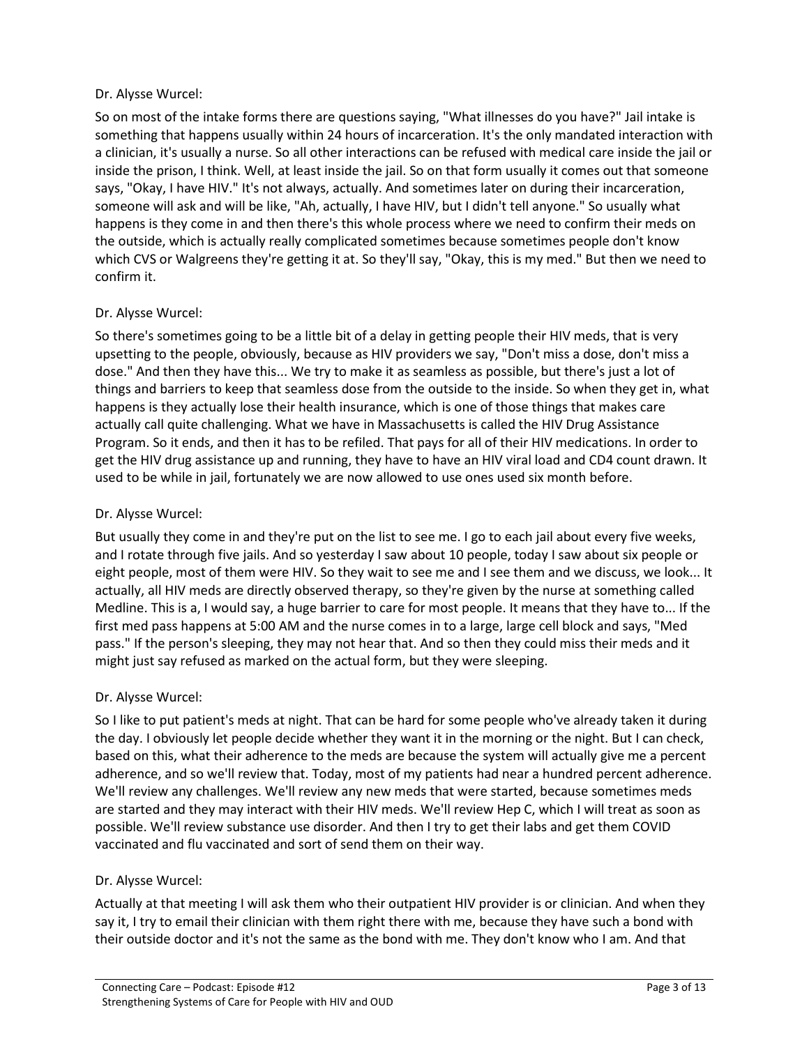Dr. Alysse Wurcel:

So on most of the intake forms there are questions saying, "What illnesses do you have?" Jail intake is something that happens usually within 24 hours of incarceration. It's the only mandated interaction with a clinician, it's usually a nurse. So all other interactions can be refused with medical care inside the jail or inside the prison, I think. Well, at least inside the jail. So on that form usually it comes out that someone says, "Okay, I have HIV." It's not always, actually. And sometimes later on during their incarceration, someone will ask and will be like, "Ah, actually, I have HIV, but I didn't tell anyone." So usually what happens is they come in and then there's this whole process where we need to confirm their meds on the outside, which is actually really complicated sometimes because sometimes people don't know which CVS or Walgreens they're getting it at. So they'll say, "Okay, this is my med." But then we need to confirm it.

Dr. Alysse Wurcel:

So there's sometimes going to be a little bit of a delay in getting people their HIV meds, that is very upsetting to the people, obviously, because as HIV providers we say, "Don't miss a dose, don't miss a dose." And then they have this... We try to make it as seamless as possible, but there's just a lot of things and barriers to keep that seamless dose from the outside to the inside. So when they get in, what happens is they actually lose their health insurance, which is one of those things that makes care actually call quite challenging. What we have in Massachusetts is called the HIV Drug Assistance Program. So it ends, and then it has to be refiled. That pays for all of their HIV medications. In order to get the HIV drug assistance up and running, they have to have an HIV viral load and CD4 count drawn. It used to be while in jail, fortunately we are now allowed to use ones used six month before.

Dr. Alysse Wurcel:

But usually they come in and they're put on the list to see me. I go to each jail about every five weeks, and I rotate through five jails. And so yesterday I saw about 10 people, today I saw about six people or eight people, most of them were HIV. So they wait to see me and I see them and we discuss, we look... It actually, all HIV meds are directly observed therapy, so they're given by the nurse at something called Medline. This is a, I would say, a huge barrier to care for most people. It means that they have to... If the first med pass happens at 5:00 AM and the nurse comes in to a large, large cell block and says, "Med pass." If the person's sleeping, they may not hear that. And so then they could miss their meds and it might just say refused as marked on the actual form, but they were sleeping.

Dr. Alysse Wurcel:

So I like to put patient's meds at night. That can be hard for some people who've already taken it during the day. I obviously let people decide whether they want it in the morning or the night. But I can check, based on this, what their adherence to the meds are because the system will actually give me a percent adherence, and so we'll review that. Today, most of my patients had near a hundred percent adherence. We'll review any challenges. We'll review any new meds that were started, because sometimes meds are started and they may interact with their HIV meds. We'll review Hep C, which I will treat as soon as possible. We'll review substance use disorder. And then I try to get their labs and get them COVID vaccinated and flu vaccinated and sort of send them on their way.

Dr. Alysse Wurcel:

Actually at that meeting I will ask them who their outpatient HIV provider is or clinician. And when they say it, I try to email their clinician with them right there with me, because they have such a bond with their outside doctor and it's not the same as the bond with me. They don't know who I am. And that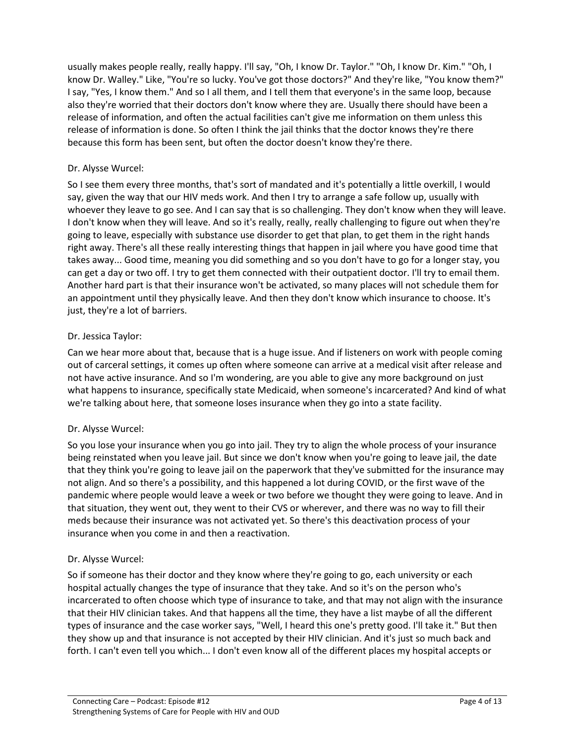usually makes people really, really happy. I'll say, "Oh, I know Dr. Taylor." "Oh, I know Dr. Kim." "Oh, I know Dr. Walley." Like, "You're so lucky. You've got those doctors?" And they're like, "You know them?" I say, "Yes, I know them." And so I all them, and I tell them that everyone's in the same loop, because also they're worried that their doctors don't know where they are. Usually there should have been a release of information, and often the actual facilities can't give me information on them unless this release of information is done. So often I think the jail thinks that the doctor knows they're there because this form has been sent, but often the doctor doesn't know they're there.

Dr. Alysse Wurcel:

So I see them every three months, that's sort of mandated and it's potentially a little overkill, I would say, given the way that our HIV meds work. And then I try to arrange a safe follow up, usually with whoever they leave to go see. And I can say that is so challenging. They don't know when they will leave. I don't know when they will leave. And so it's really, really, really challenging to figure out when they're going to leave, especially with substance use disorder to get that plan, to get them in the right hands right away. There's all these really interesting things that happen in jail where you have good time that takes away... Good time, meaning you did something and so you don't have to go for a longer stay, you can get a day or two off. I try to get them connected with their outpatient doctor. I'll try to email them. Another hard part is that their insurance won't be activated, so many places will not schedule them for an appointment until they physically leave. And then they don't know which insurance to choose. It's just, they're a lot of barriers.

Dr. Jessica Taylor:

Can we hear more about that, because that is a huge issue. And if listeners on work with people coming out of carceral settings, it comes up often where someone can arrive at a medical visit after release and not have active insurance. And so I'm wondering, are you able to give any more background on just what happens to insurance, specifically state Medicaid, when someone's incarcerated? And kind of what we're talking about here, that someone loses insurance when they go into a state facility.

Dr. Alysse Wurcel:

So you lose your insurance when you go into jail. They try to align the whole process of your insurance being reinstated when you leave jail. But since we don't know when you're going to leave jail, the date that they think you're going to leave jail on the paperwork that they've submitted for the insurance may not align. And so there's a possibility, and this happened a lot during COVID, or the first wave of the pandemic where people would leave a week or two before we thought they were going to leave. And in that situation, they went out, they went to their CVS or wherever, and there was no way to fill their meds because their insurance was not activated yet. So there's this deactivation process of your insurance when you come in and then a reactivation.

Dr. Alysse Wurcel:

So if someone has their doctor and they know where they're going to go, each university or each hospital actually changes the type of insurance that they take. And so it's on the person who's incarcerated to often choose which type of insurance to take, and that may not align with the insurance that their HIV clinician takes. And that happens all the time, they have a list maybe of all the different types of insurance and the case worker says, "Well, I heard this one's pretty good. I'll take it." But then they show up and that insurance is not accepted by their HIV clinician. And it's just so much back and forth. I can't even tell you which... I don't even know all of the different places my hospital accepts or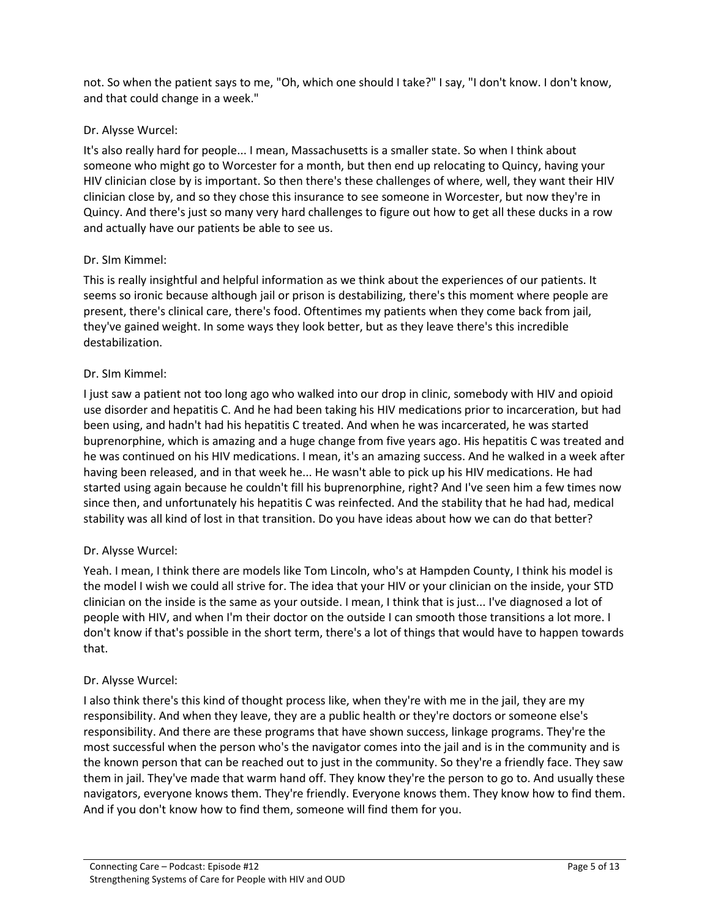not. So when the patient says to me, "Oh, which one should I take?" I say, "I don't know. I don't know, and that could change in a week."

Dr. Alysse Wurcel:

It's also really hard for people... I mean, Massachusetts is a smaller state. So when I think about someone who might go to Worcester for a month, but then end up relocating to Quincy, having your HIV clinician close by is important. So then there's these challenges of where, well, they want their HIV clinician close by, and so they chose this insurance to see someone in Worcester, but now they're in Quincy. And there's just so many very hard challenges to figure out how to get all these ducks in a row and actually have our patients be able to see us.

Dr. SIm Kimmel:

This is really insightful and helpful information as we think about the experiences of our patients. It seems so ironic because although jail or prison is destabilizing, there's this moment where people are present, there's clinical care, there's food. Oftentimes my patients when they come back from jail, they've gained weight. In some ways they look better, but as they leave there's this incredible destabilization.

Dr. SIm Kimmel:

I just saw a patient not too long ago who walked into our drop in clinic, somebody with HIV and opioid use disorder and hepatitis C. And he had been taking his HIV medications prior to incarceration, but had been using, and hadn't had his hepatitis C treated. And when he was incarcerated, he was started buprenorphine, which is amazing and a huge change from five years ago. His hepatitis C was treated and he was continued on his HIV medications. I mean, it's an amazing success. And he walked in a week after having been released, and in that week he... He wasn't able to pick up his HIV medications. He had started using again because he couldn't fill his buprenorphine, right? And I've seen him a few times now since then, and unfortunately his hepatitis C was reinfected. And the stability that he had had, medical stability was all kind of lost in that transition. Do you have ideas about how we can do that better?

Dr. Alysse Wurcel:

Yeah. I mean, I think there are models like Tom Lincoln, who's at Hampden County, I think his model is the model I wish we could all strive for. The idea that your HIV or your clinician on the inside, your STD clinician on the inside is the same as your outside. I mean, I think that is just... I've diagnosed a lot of people with HIV, and when I'm their doctor on the outside I can smooth those transitions a lot more. I don't know if that's possible in the short term, there's a lot of things that would have to happen towards that.

Dr. Alysse Wurcel:

I also think there's this kind of thought process like, when they're with me in the jail, they are my responsibility. And when they leave, they are a public health or they're doctors or someone else's responsibility. And there are these programs that have shown success, linkage programs. They're the most successful when the person who's the navigator comes into the jail and is in the community and is the known person that can be reached out to just in the community. So they're a friendly face. They saw them in jail. They've made that warm hand off. They know they're the person to go to. And usually these navigators, everyone knows them. They're friendly. Everyone knows them. They know how to find them. And if you don't know how to find them, someone will find them for you.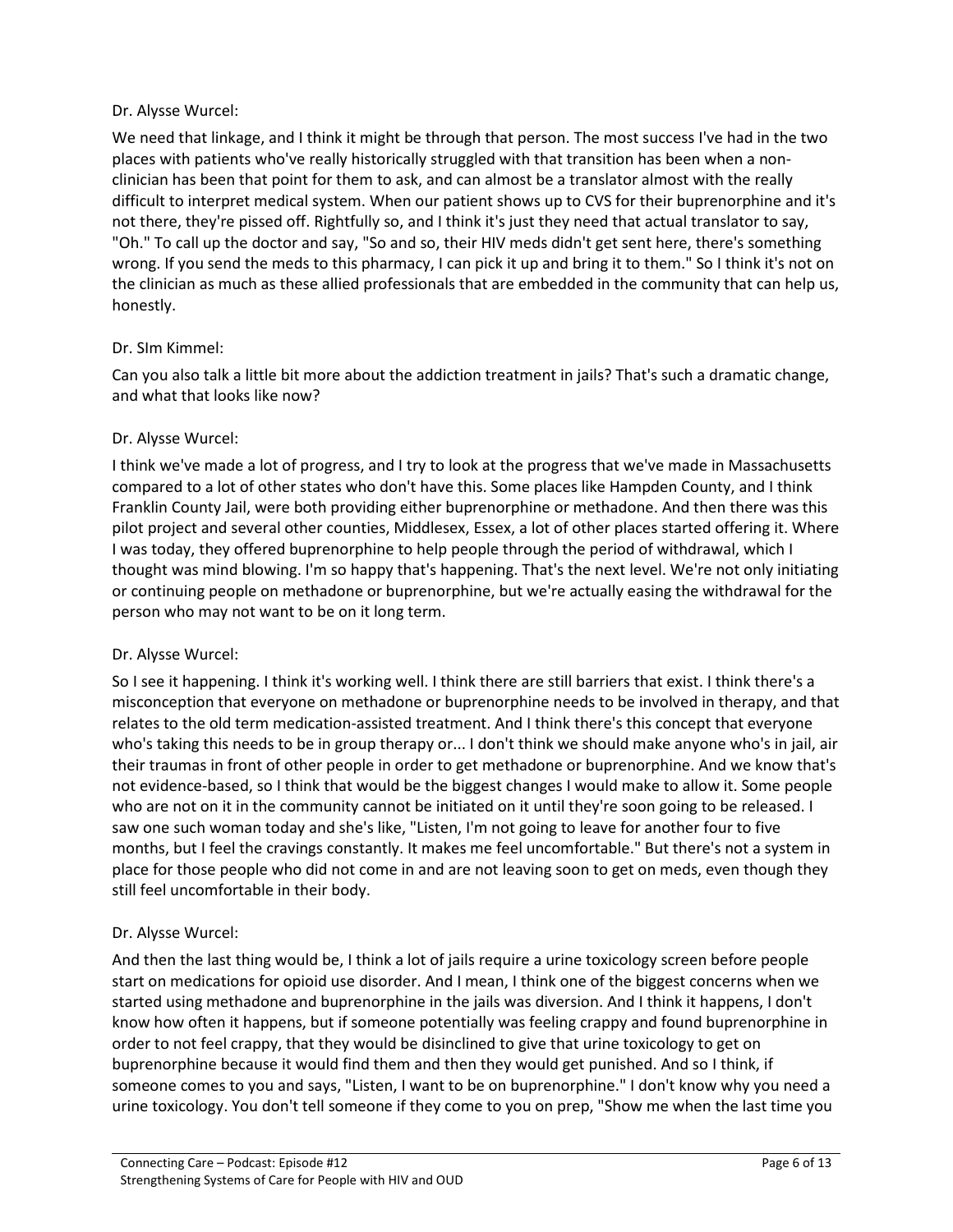Dr. Alysse Wurcel:

We need that linkage, and I think it might be through that person. The most success I've had in the two places with patients who've really historically struggled with that transition has been when a non-clinician has been that point for them to ask, and can almost be a translator almost with the really difficult to interpret medical system. When our patient shows up to CVS for their buprenorphine and it's not there, they're pissed off. Rightfully so, and I think it's just they need that actual translator to say, "Oh." To call up the doctor and say, "So and so, their HIV meds didn't get sent here, there's something wrong. If you send the meds to this pharmacy, I can pick it up and bring it to them." So I think it's not on the clinician as much as these allied professionals that are embedded in the community that can help us, honestly.

Dr. SIm Kimmel:

Can you also talk a little bit more about the addiction treatment in jails? That's such a dramatic change, and what that looks like now?

Dr. Alysse Wurcel:

I think we've made a lot of progress, and I try to look at the progress that we've made in Massachusetts compared to a lot of other states who don't have this. Some places like Hampden County, and I think Franklin County Jail, were both providing either buprenorphine or methadone. And then there was this pilot project and several other counties, Middlesex, Essex, a lot of other places started offering it. Where I was today, they offered buprenorphine to help people through the period of withdrawal, which I thought was mind blowing. I'm so happy that's happening. That's the next level. We're not only initiating or continuing people on methadone or buprenorphine, but we're actually easing the withdrawal for the person who may not want to be on it long term.

Dr. Alysse Wurcel:

So I see it happening. I think it's working well. I think there are still barriers that exist. I think there's a misconception that everyone on methadone or buprenorphine needs to be involved in therapy, and that relates to the old term medication-assisted treatment. And I think there's this concept that everyone who's taking this needs to be in group therapy or... I don't think we should make anyone who's in jail, air their traumas in front of other people in order to get methadone or buprenorphine. And we know that's not evidence-based, so I think that would be the biggest changes I would make to allow it. Some people who are not on it in the community cannot be initiated on it until they're soon going to be released. I saw one such woman today and she's like, "Listen, I'm not going to leave for another four to five months, but I feel the cravings constantly. It makes me feel uncomfortable." But there's not a system in place for those people who did not come in and are not leaving soon to get on meds, even though they still feel uncomfortable in their body.

Dr. Alysse Wurcel:

And then the last thing would be, I think a lot of jails require a urine toxicology screen before people start on medications for opioid use disorder. And I mean, I think one of the biggest concerns when we started using methadone and buprenorphine in the jails was diversion. And I think it happens, I don't know how often it happens, but if someone potentially was feeling crappy and found buprenorphine in order to not feel crappy, that they would be disinclined to give that urine toxicology to get on buprenorphine because it would find them and then they would get punished. And so I think, if someone comes to you and says, "Listen, I want to be on buprenorphine." I don't know why you need a urine toxicology. You don't tell someone if they come to you on prep, "Show me when the last time you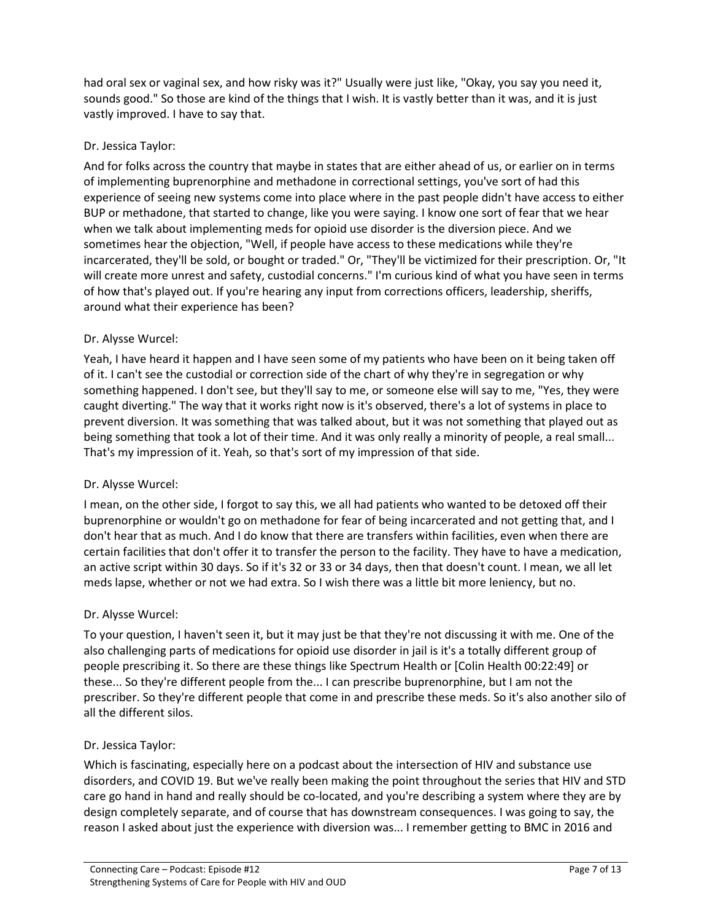had oral sex or vaginal sex, and how risky was it?" Usually were just like, "Okay, you say you need it, sounds good." So those are kind of the things that I wish. It is vastly better than it was, and it is just vastly improved. I have to say that.

Dr. Jessica Taylor:

And for folks across the country that maybe in states that are either ahead of us, or earlier on in terms of implementing buprenorphine and methadone in correctional settings, you've sort of had this experience of seeing new systems come into place where in the past people didn't have access to either BUP or methadone, that started to change, like you were saying. I know one sort of fear that we hear when we talk about implementing meds for opioid use disorder is the diversion piece. And we sometimes hear the objection, "Well, if people have access to these medications while they're incarcerated, they'll be sold, or bought or traded." Or, "They'll be victimized for their prescription. Or, "It will create more unrest and safety, custodial concerns." I'm curious kind of what you have seen in terms of how that's played out. If you're hearing any input from corrections officers, leadership, sheriffs, around what their experience has been?

Dr. Alysse Wurcel:

Yeah, I have heard it happen and I have seen some of my patients who have been on it being taken off of it. I can't see the custodial or correction side of the chart of why they're in segregation or why something happened. I don't see, but they'll say to me, or someone else will say to me, "Yes, they were caught diverting." The way that it works right now is it's observed, there's a lot of systems in place to prevent diversion. It was something that was talked about, but it was not something that played out as being something that took a lot of their time. And it was only really a minority of people, a real small... That's my impression of it. Yeah, so that's sort of my impression of that side.

Dr. Alysse Wurcel:

I mean, on the other side, I forgot to say this, we all had patients who wanted to be detoxed off their buprenorphine or wouldn't go on methadone for fear of being incarcerated and not getting that, and I don't hear that as much. And I do know that there are transfers within facilities, even when there are certain facilities that don't offer it to transfer the person to the facility. They have to have a medication, an active script within 30 days. So if it's 32 or 33 or 34 days, then that doesn't count. I mean, we all let meds lapse, whether or not we had extra. So I wish there was a little bit more leniency, but no.

Dr. Alysse Wurcel:

To your question, I haven't seen it, but it may just be that they're not discussing it with me. One of the also challenging parts of medications for opioid use disorder in jail is it's a totally different group of people prescribing it. So there are these things like Spectrum Health or [Colin Health 00:22:49] or these... So they're different people from the... I can prescribe buprenorphine, but I am not the prescriber. So they're different people that come in and prescribe these meds. So it's also another silo of all the different silos.

Dr. Jessica Taylor:

Which is fascinating, especially here on a podcast about the intersection of HIV and substance use disorders, and COVID 19. But we've really been making the point throughout the series that HIV and STD care go hand in hand and really should be co-located, and you're describing a system where they are by design completely separate, and of course that has downstream consequences. I was going to say, the reason I asked about just the experience with diversion was... I remember getting to BMC in 2016 and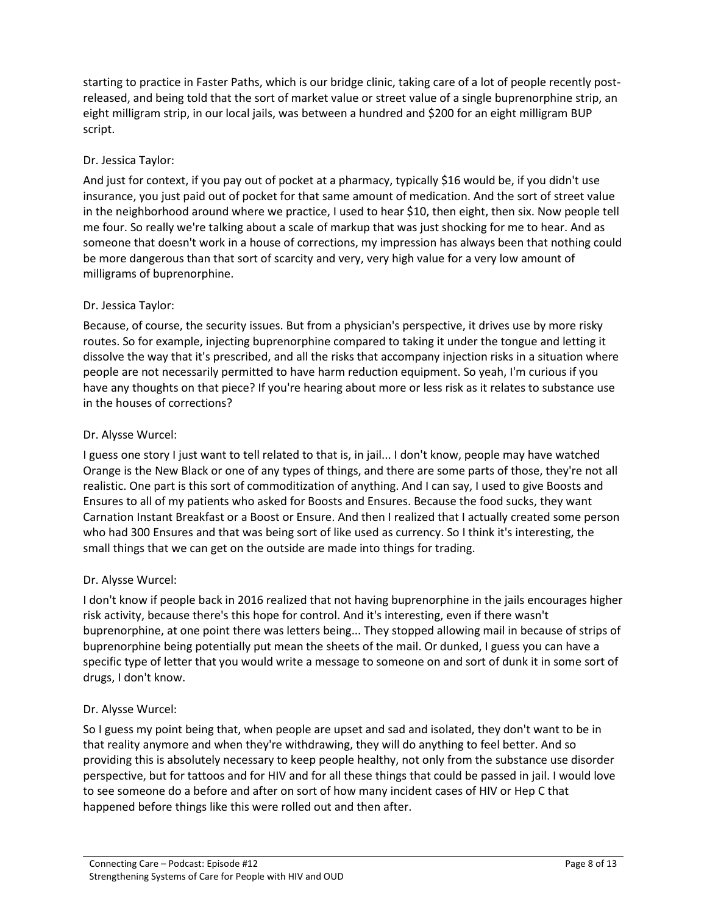starting to practice in Faster Paths, which is our bridge clinic, taking care of a lot of people recently post-released, and being told that the sort of market value or street value of a single buprenorphine strip, an eight milligram strip, in our local jails, was between a hundred and $200 for an eight milligram BUP script.

Dr. Jessica Taylor:

And just for context, if you pay out of pocket at a pharmacy, typically $16 would be, if you didn't use insurance, you just paid out of pocket for that same amount of medication. And the sort of street value in the neighborhood around where we practice, I used to hear $10, then eight, then six. Now people tell me four. So really we're talking about a scale of markup that was just shocking for me to hear. And as someone that doesn't work in a house of corrections, my impression has always been that nothing could be more dangerous than that sort of scarcity and very, very high value for a very low amount of milligrams of buprenorphine.

Dr. Jessica Taylor:

Because, of course, the security issues. But from a physician's perspective, it drives use by more risky routes. So for example, injecting buprenorphine compared to taking it under the tongue and letting it dissolve the way that it's prescribed, and all the risks that accompany injection risks in a situation where people are not necessarily permitted to have harm reduction equipment. So yeah, I'm curious if you have any thoughts on that piece? If you're hearing about more or less risk as it relates to substance use in the houses of corrections?

Dr. Alysse Wurcel:

I guess one story I just want to tell related to that is, in jail... I don't know, people may have watched Orange is the New Black or one of any types of things, and there are some parts of those, they're not all realistic. One part is this sort of commoditization of anything. And I can say, I used to give Boosts and Ensures to all of my patients who asked for Boosts and Ensures. Because the food sucks, they want Carnation Instant Breakfast or a Boost or Ensure. And then I realized that I actually created some person who had 300 Ensures and that was being sort of like used as currency. So I think it's interesting, the small things that we can get on the outside are made into things for trading.

Dr. Alysse Wurcel:

I don't know if people back in 2016 realized that not having buprenorphine in the jails encourages higher risk activity, because there's this hope for control. And it's interesting, even if there wasn't buprenorphine, at one point there was letters being... They stopped allowing mail in because of strips of buprenorphine being potentially put mean the sheets of the mail. Or dunked, I guess you can have a specific type of letter that you would write a message to someone on and sort of dunk it in some sort of drugs, I don't know.

Dr. Alysse Wurcel:

So I guess my point being that, when people are upset and sad and isolated, they don't want to be in that reality anymore and when they're withdrawing, they will do anything to feel better. And so providing this is absolutely necessary to keep people healthy, not only from the substance use disorder perspective, but for tattoos and for HIV and for all these things that could be passed in jail. I would love to see someone do a before and after on sort of how many incident cases of HIV or Hep C that happened before things like this were rolled out and then after.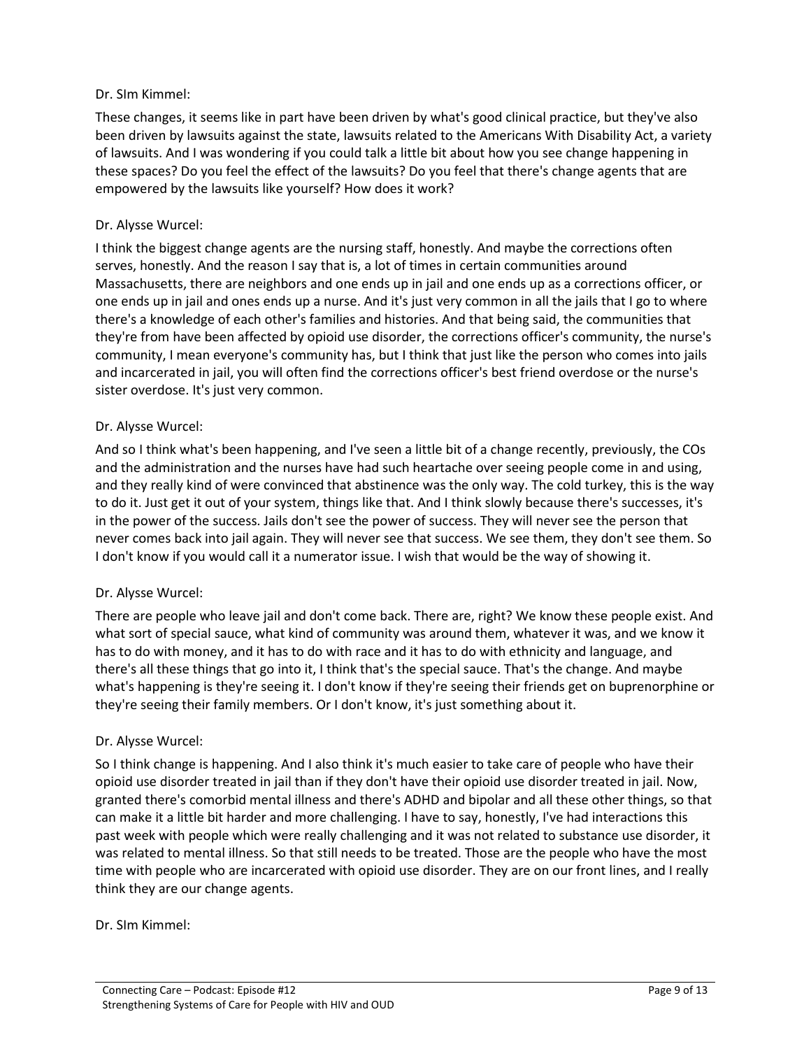Dr. SIm Kimmel:

These changes, it seems like in part have been driven by what's good clinical practice, but they've also been driven by lawsuits against the state, lawsuits related to the Americans With Disability Act, a variety of lawsuits. And I was wondering if you could talk a little bit about how you see change happening in these spaces? Do you feel the effect of the lawsuits? Do you feel that there's change agents that are empowered by the lawsuits like yourself? How does it work?

Dr. Alysse Wurcel:

I think the biggest change agents are the nursing staff, honestly. And maybe the corrections often serves, honestly. And the reason I say that is, a lot of times in certain communities around Massachusetts, there are neighbors and one ends up in jail and one ends up as a corrections officer, or one ends up in jail and ones ends up a nurse. And it's just very common in all the jails that I go to where there's a knowledge of each other's families and histories. And that being said, the communities that they're from have been affected by opioid use disorder, the corrections officer's community, the nurse's community, I mean everyone's community has, but I think that just like the person who comes into jails and incarcerated in jail, you will often find the corrections officer's best friend overdose or the nurse's sister overdose. It's just very common.

Dr. Alysse Wurcel:

And so I think what's been happening, and I've seen a little bit of a change recently, previously, the COs and the administration and the nurses have had such heartache over seeing people come in and using, and they really kind of were convinced that abstinence was the only way. The cold turkey, this is the way to do it. Just get it out of your system, things like that. And I think slowly because there's successes, it's in the power of the success. Jails don't see the power of success. They will never see the person that never comes back into jail again. They will never see that success. We see them, they don't see them. So I don't know if you would call it a numerator issue. I wish that would be the way of showing it.

Dr. Alysse Wurcel:

There are people who leave jail and don't come back. There are, right? We know these people exist. And what sort of special sauce, what kind of community was around them, whatever it was, and we know it has to do with money, and it has to do with race and it has to do with ethnicity and language, and there's all these things that go into it, I think that's the special sauce. That's the change. And maybe what's happening is they're seeing it. I don't know if they're seeing their friends get on buprenorphine or they're seeing their family members. Or I don't know, it's just something about it.

Dr. Alysse Wurcel:

So I think change is happening. And I also think it's much easier to take care of people who have their opioid use disorder treated in jail than if they don't have their opioid use disorder treated in jail. Now, granted there's comorbid mental illness and there's ADHD and bipolar and all these other things, so that can make it a little bit harder and more challenging. I have to say, honestly, I've had interactions this past week with people which were really challenging and it was not related to substance use disorder, it was related to mental illness. So that still needs to be treated. Those are the people who have the most time with people who are incarcerated with opioid use disorder. They are on our front lines, and I really think they are our change agents.

Dr. SIm Kimmel: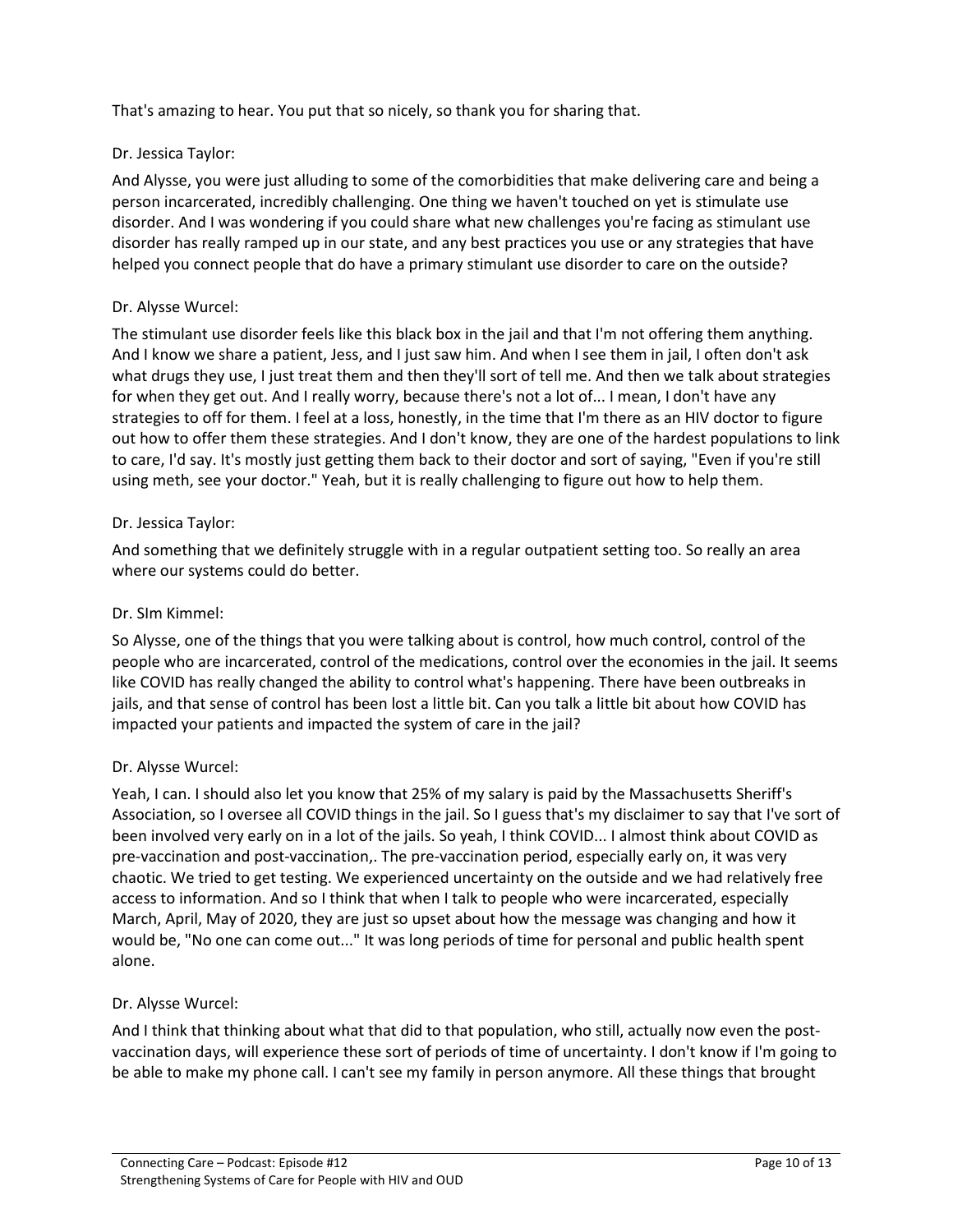That's amazing to hear. You put that so nicely, so thank you for sharing that.

Dr. Jessica Taylor:

And Alysse, you were just alluding to some of the comorbidities that make delivering care and being a person incarcerated, incredibly challenging. One thing we haven't touched on yet is stimulate use disorder. And I was wondering if you could share what new challenges you're facing as stimulant use disorder has really ramped up in our state, and any best practices you use or any strategies that have helped you connect people that do have a primary stimulant use disorder to care on the outside?

Dr. Alysse Wurcel:

The stimulant use disorder feels like this black box in the jail and that I'm not offering them anything. And I know we share a patient, Jess, and I just saw him. And when I see them in jail, I often don't ask what drugs they use, I just treat them and then they'll sort of tell me. And then we talk about strategies for when they get out. And I really worry, because there's not a lot of... I mean, I don't have any strategies to off for them. I feel at a loss, honestly, in the time that I'm there as an HIV doctor to figure out how to offer them these strategies. And I don't know, they are one of the hardest populations to link to care, I'd say. It's mostly just getting them back to their doctor and sort of saying, "Even if you're still using meth, see your doctor." Yeah, but it is really challenging to figure out how to help them.

Dr. Jessica Taylor:

And something that we definitely struggle with in a regular outpatient setting too. So really an area where our systems could do better.

Dr. SIm Kimmel:

So Alysse, one of the things that you were talking about is control, how much control, control of the people who are incarcerated, control of the medications, control over the economies in the jail. It seems like COVID has really changed the ability to control what's happening. There have been outbreaks in jails, and that sense of control has been lost a little bit. Can you talk a little bit about how COVID has impacted your patients and impacted the system of care in the jail?

Dr. Alysse Wurcel:

Yeah, I can. I should also let you know that 25% of my salary is paid by the Massachusetts Sheriff's Association, so I oversee all COVID things in the jail. So I guess that's my disclaimer to say that I've sort of been involved very early on in a lot of the jails. So yeah, I think COVID... I almost think about COVID as pre-vaccination and post-vaccination,. The pre-vaccination period, especially early on, it was very chaotic. We tried to get testing. We experienced uncertainty on the outside and we had relatively free access to information. And so I think that when I talk to people who were incarcerated, especially March, April, May of 2020, they are just so upset about how the message was changing and how it would be, "No one can come out..." It was long periods of time for personal and public health spent alone.

Dr. Alysse Wurcel:

And I think that thinking about what that did to that population, who still, actually now even the post-vaccination days, will experience these sort of periods of time of uncertainty. I don't know if I'm going to be able to make my phone call. I can't see my family in person anymore. All these things that brought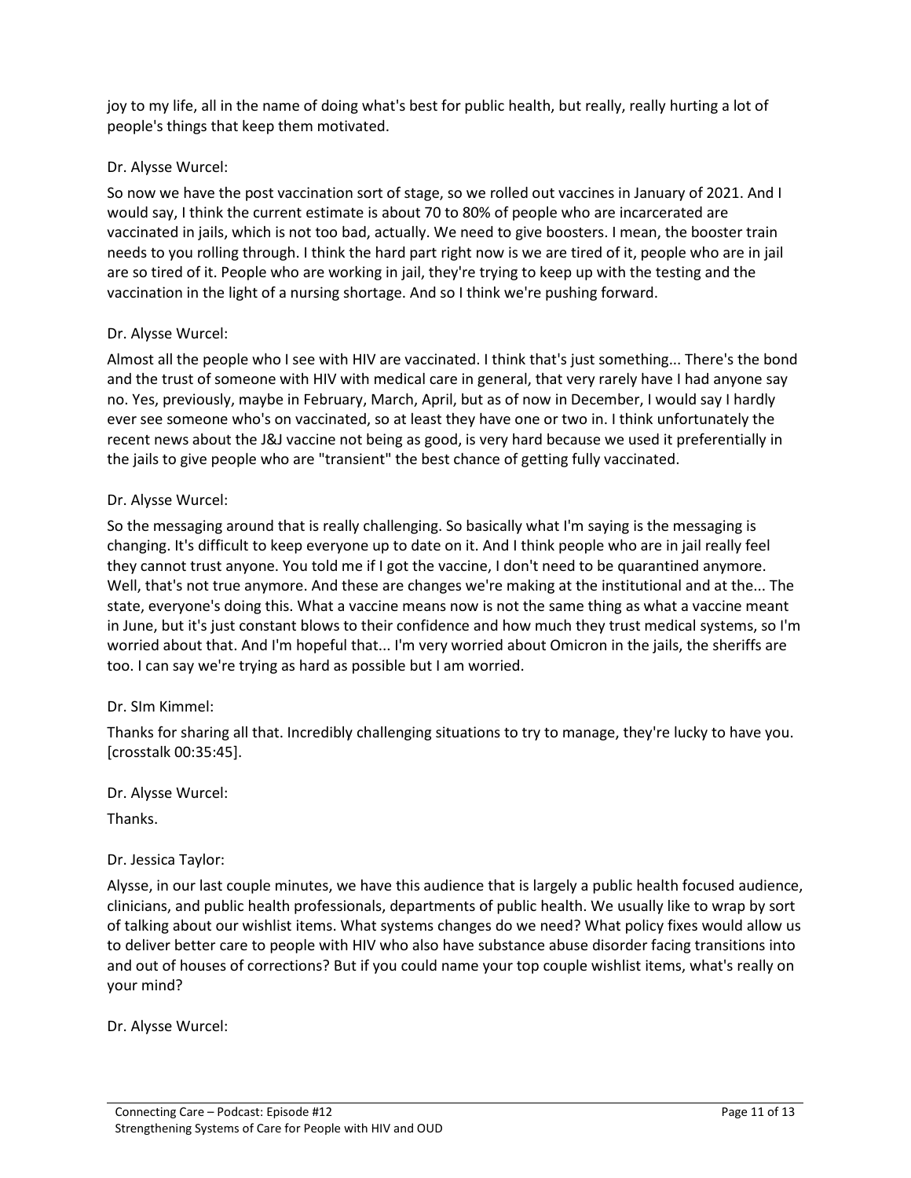joy to my life, all in the name of doing what's best for public health, but really, really hurting a lot of people's things that keep them motivated.

Dr. Alysse Wurcel:

So now we have the post vaccination sort of stage, so we rolled out vaccines in January of 2021. And I would say, I think the current estimate is about 70 to 80% of people who are incarcerated are vaccinated in jails, which is not too bad, actually. We need to give boosters. I mean, the booster train needs to you rolling through. I think the hard part right now is we are tired of it, people who are in jail are so tired of it. People who are working in jail, they're trying to keep up with the testing and the vaccination in the light of a nursing shortage. And so I think we're pushing forward.

Dr. Alysse Wurcel:

Almost all the people who I see with HIV are vaccinated. I think that's just something... There's the bond and the trust of someone with HIV with medical care in general, that very rarely have I had anyone say no. Yes, previously, maybe in February, March, April, but as of now in December, I would say I hardly ever see someone who's on vaccinated, so at least they have one or two in. I think unfortunately the recent news about the J&J vaccine not being as good, is very hard because we used it preferentially in the jails to give people who are "transient" the best chance of getting fully vaccinated.

Dr. Alysse Wurcel:

So the messaging around that is really challenging. So basically what I'm saying is the messaging is changing. It's difficult to keep everyone up to date on it. And I think people who are in jail really feel they cannot trust anyone. You told me if I got the vaccine, I don't need to be quarantined anymore. Well, that's not true anymore. And these are changes we're making at the institutional and at the... The state, everyone's doing this. What a vaccine means now is not the same thing as what a vaccine meant in June, but it's just constant blows to their confidence and how much they trust medical systems, so I'm worried about that. And I'm hopeful that... I'm very worried about Omicron in the jails, the sheriffs are too. I can say we're trying as hard as possible but I am worried.

Dr. SIm Kimmel:

Thanks for sharing all that. Incredibly challenging situations to try to manage, they're lucky to have you. [crosstalk 00:35:45].

Dr. Alysse Wurcel:

Thanks.

Dr. Jessica Taylor:

Alysse, in our last couple minutes, we have this audience that is largely a public health focused audience, clinicians, and public health professionals, departments of public health. We usually like to wrap by sort of talking about our wishlist items. What systems changes do we need? What policy fixes would allow us to deliver better care to people with HIV who also have substance abuse disorder facing transitions into and out of houses of corrections? But if you could name your top couple wishlist items, what's really on your mind?

Dr. Alysse Wurcel: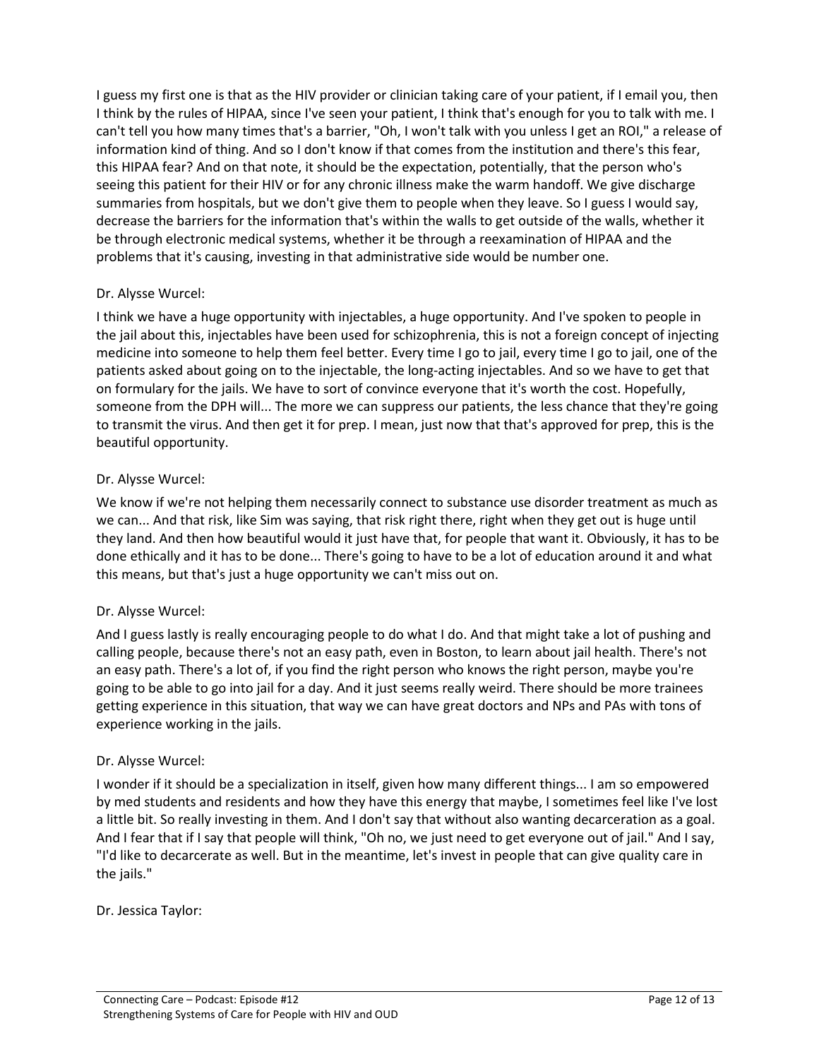I guess my first one is that as the HIV provider or clinician taking care of your patient, if I email you, then I think by the rules of HIPAA, since I've seen your patient, I think that's enough for you to talk with me. I can't tell you how many times that's a barrier, "Oh, I won't talk with you unless I get an ROI," a release of information kind of thing. And so I don't know if that comes from the institution and there's this fear, this HIPAA fear? And on that note, it should be the expectation, potentially, that the person who's seeing this patient for their HIV or for any chronic illness make the warm handoff. We give discharge summaries from hospitals, but we don't give them to people when they leave. So I guess I would say, decrease the barriers for the information that's within the walls to get outside of the walls, whether it be through electronic medical systems, whether it be through a reexamination of HIPAA and the problems that it's causing, investing in that administrative side would be number one.

Dr. Alysse Wurcel:

I think we have a huge opportunity with injectables, a huge opportunity. And I've spoken to people in the jail about this, injectables have been used for schizophrenia, this is not a foreign concept of injecting medicine into someone to help them feel better. Every time I go to jail, every time I go to jail, one of the patients asked about going on to the injectable, the long-acting injectables. And so we have to get that on formulary for the jails. We have to sort of convince everyone that it's worth the cost. Hopefully, someone from the DPH will... The more we can suppress our patients, the less chance that they're going to transmit the virus. And then get it for prep. I mean, just now that that's approved for prep, this is the beautiful opportunity.

Dr. Alysse Wurcel:

We know if we're not helping them necessarily connect to substance use disorder treatment as much as we can... And that risk, like Sim was saying, that risk right there, right when they get out is huge until they land. And then how beautiful would it just have that, for people that want it. Obviously, it has to be done ethically and it has to be done... There's going to have to be a lot of education around it and what this means, but that's just a huge opportunity we can't miss out on.

Dr. Alysse Wurcel:

And I guess lastly is really encouraging people to do what I do. And that might take a lot of pushing and calling people, because there's not an easy path, even in Boston, to learn about jail health. There's not an easy path. There's a lot of, if you find the right person who knows the right person, maybe you're going to be able to go into jail for a day. And it just seems really weird. There should be more trainees getting experience in this situation, that way we can have great doctors and NPs and PAs with tons of experience working in the jails.

Dr. Alysse Wurcel:

I wonder if it should be a specialization in itself, given how many different things... I am so empowered by med students and residents and how they have this energy that maybe, I sometimes feel like I've lost a little bit. So really investing in them. And I don't say that without also wanting decarceration as a goal. And I fear that if I say that people will think, "Oh no, we just need to get everyone out of jail." And I say, "I'd like to decarcerate as well. But in the meantime, let's invest in people that can give quality care in the jails."

Dr. Jessica Taylor: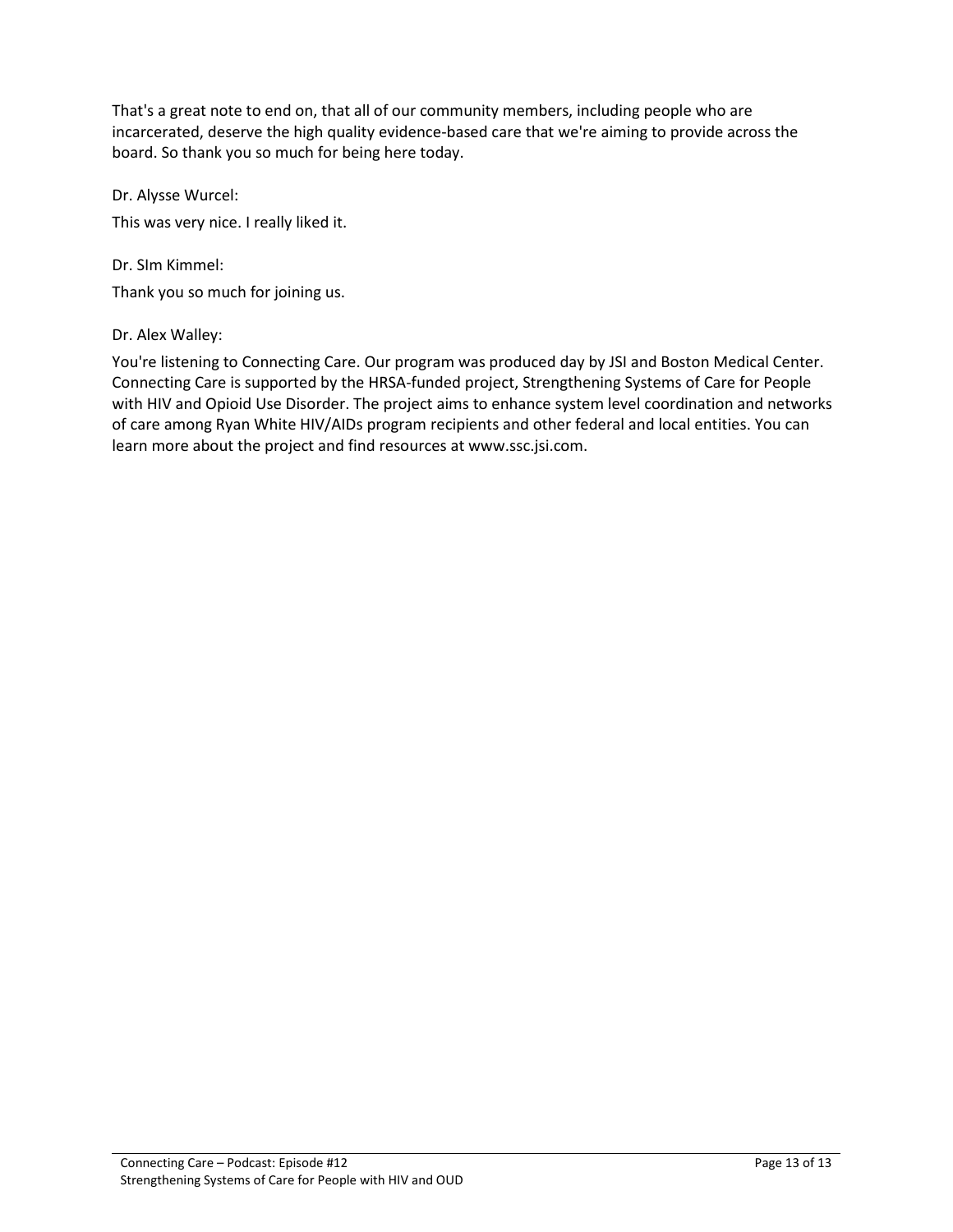That's a great note to end on, that all of our community members, including people who are incarcerated, deserve the high quality evidence-based care that we're aiming to provide across the board. So thank you so much for being here today.

Dr. Alysse Wurcel:

This was very nice. I really liked it.

Dr. SIm Kimmel:

Thank you so much for joining us.

Dr. Alex Walley:

You're listening to Connecting Care. Our program was produced day by JSI and Boston Medical Center. Connecting Care is supported by the HRSA-funded project, Strengthening Systems of Care for People with HIV and Opioid Use Disorder. The project aims to enhance system level coordination and networks of care among Ryan White HIV/AIDs program recipients and other federal and local entities. You can learn more about the project and find resources at www.ssc.jsi.com.